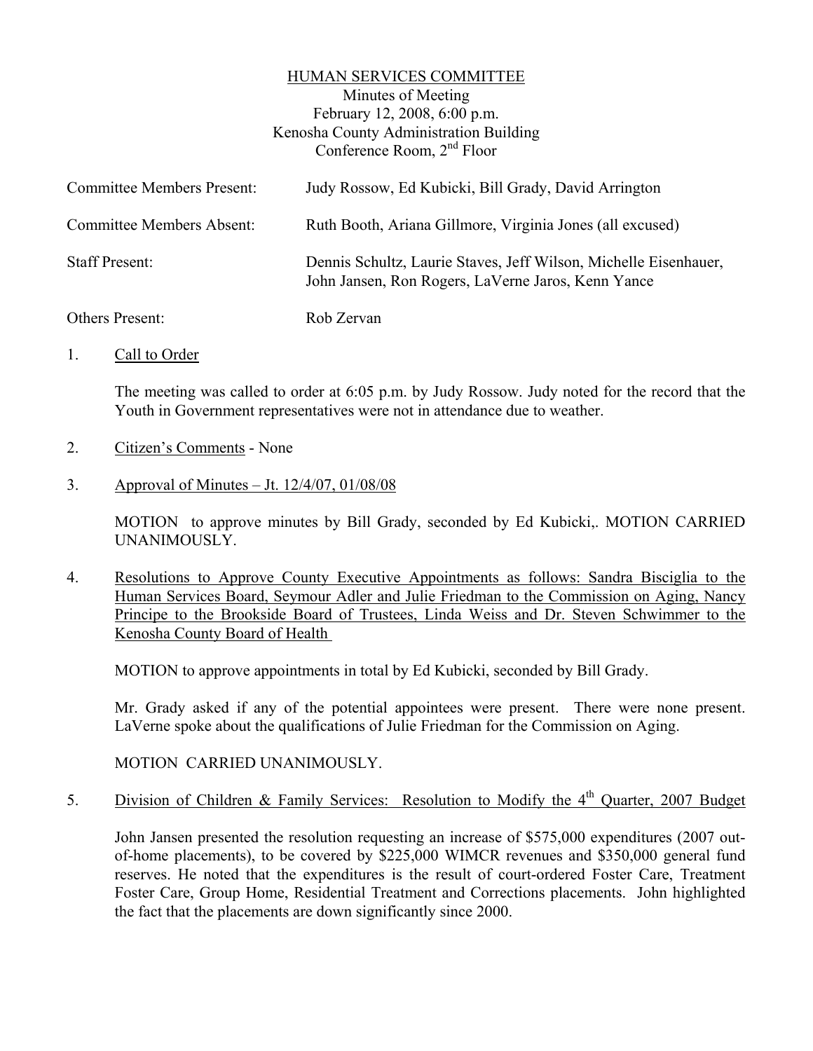# HUMAN SERVICES COMMITTEE

Minutes of Meeting
February 12, 2008, 6:00 p.m.
Kenosha County Administration Building
Conference Room, 2nd Floor

| | |
|---|---|
| Committee Members Present: | Judy Rossow, Ed Kubicki, Bill Grady, David Arrington |
| Committee Members Absent: | Ruth Booth, Ariana Gillmore, Virginia Jones (all excused) |
| Staff Present: | Dennis Schultz, Laurie Staves, Jeff Wilson, Michelle Eisenhauer, John Jansen, Ron Rogers, LaVerne Jaros, Kenn Yance |
| Others Present: | Rob Zervan |

1. Call to Order

   The meeting was called to order at 6:05 p.m. by Judy Rossow. Judy noted for the record that the Youth in Government representatives were not in attendance due to weather.

2. Citizen's Comments - None

3. Approval of Minutes – Jt. 12/4/07, 01/08/08

   MOTION to approve minutes by Bill Grady, seconded by Ed Kubicki,. MOTION CARRIED UNANIMOUSLY.

4. Resolutions to Approve County Executive Appointments as follows: Sandra Bisciglia to the Human Services Board, Seymour Adler and Julie Friedman to the Commission on Aging, Nancy Principe to the Brookside Board of Trustees, Linda Weiss and Dr. Steven Schwimmer to the Kenosha County Board of Health

   MOTION to approve appointments in total by Ed Kubicki, seconded by Bill Grady.

   Mr. Grady asked if any of the potential appointees were present. There were none present. LaVerne spoke about the qualifications of Julie Friedman for the Commission on Aging.

   MOTION CARRIED UNANIMOUSLY.

5. Division of Children & Family Services: Resolution to Modify the 4th Quarter, 2007 Budget

   John Jansen presented the resolution requesting an increase of $575,000 expenditures (2007 out-of-home placements), to be covered by $225,000 WIMCR revenues and $350,000 general fund reserves. He noted that the expenditures is the result of court-ordered Foster Care, Treatment Foster Care, Group Home, Residential Treatment and Corrections placements. John highlighted the fact that the placements are down significantly since 2000.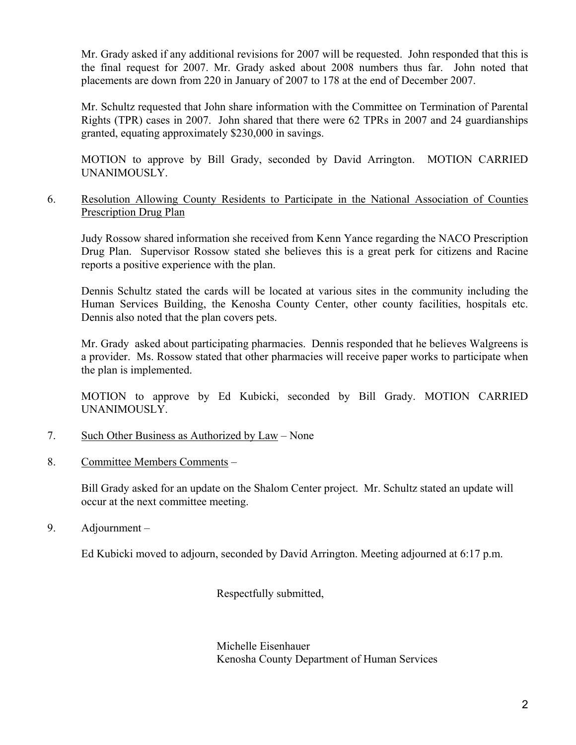Mr. Grady asked if any additional revisions for 2007 will be requested. John responded that this is the final request for 2007. Mr. Grady asked about 2008 numbers thus far. John noted that placements are down from 220 in January of 2007 to 178 at the end of December 2007.

Mr. Schultz requested that John share information with the Committee on Termination of Parental Rights (TPR) cases in 2007. John shared that there were 62 TPRs in 2007 and 24 guardianships granted, equating approximately $230,000 in savings.

MOTION to approve by Bill Grady, seconded by David Arrington. MOTION CARRIED UNANIMOUSLY.

6. <u>Resolution Allowing County Residents to Participate in the National Association of Counties Prescription Drug Plan</u>

   Judy Rossow shared information she received from Kenn Yance regarding the NACO Prescription Drug Plan. Supervisor Rossow stated she believes this is a great perk for citizens and Racine reports a positive experience with the plan.

   Dennis Schultz stated the cards will be located at various sites in the community including the Human Services Building, the Kenosha County Center, other county facilities, hospitals etc. Dennis also noted that the plan covers pets.

   Mr. Grady asked about participating pharmacies. Dennis responded that he believes Walgreens is a provider. Ms. Rossow stated that other pharmacies will receive paper works to participate when the plan is implemented.

   MOTION to approve by Ed Kubicki, seconded by Bill Grady. MOTION CARRIED UNANIMOUSLY.

7. <u>Such Other Business as Authorized by Law</u> – None

8. <u>Committee Members Comments</u> –

   Bill Grady asked for an update on the Shalom Center project. Mr. Schultz stated an update will occur at the next committee meeting.

9. Adjournment –

   Ed Kubicki moved to adjourn, seconded by David Arrington. Meeting adjourned at 6:17 p.m.

Respectfully submitted,

Michelle Eisenhauer
Kenosha County Department of Human Services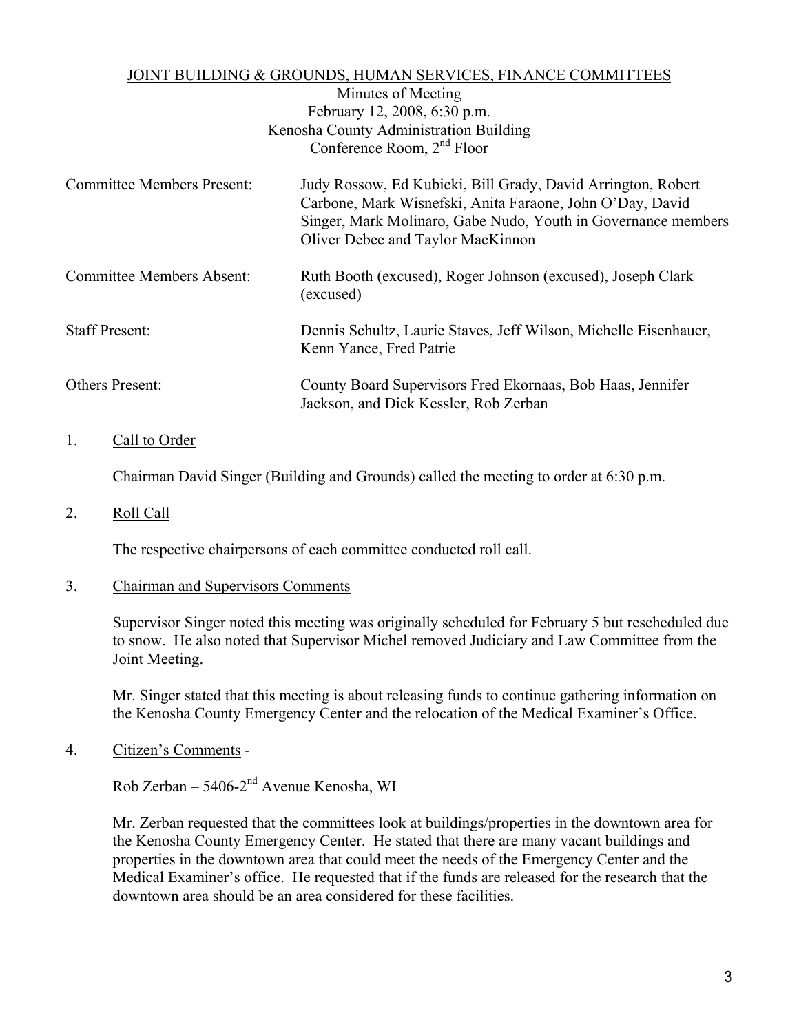JOINT BUILDING & GROUNDS, HUMAN SERVICES, FINANCE COMMITTEES

Minutes of Meeting
February 12, 2008, 6:30 p.m.
Kenosha County Administration Building
Conference Room, 2nd Floor

| | |
|---|---|
| Committee Members Present: | Judy Rossow, Ed Kubicki, Bill Grady, David Arrington, Robert Carbone, Mark Wisnefski, Anita Faraone, John O'Day, David Singer, Mark Molinaro, Gabe Nudo, Youth in Governance members Oliver Debee and Taylor MacKinnon |
| Committee Members Absent: | Ruth Booth (excused), Roger Johnson (excused), Joseph Clark (excused) |
| Staff Present: | Dennis Schultz, Laurie Staves, Jeff Wilson, Michelle Eisenhauer, Kenn Yance, Fred Patrie |
| Others Present: | County Board Supervisors Fred Ekornaas, Bob Haas, Jennifer Jackson, and Dick Kessler, Rob Zerban |

1. Call to Order

   Chairman David Singer (Building and Grounds) called the meeting to order at 6:30 p.m.

2. Roll Call

   The respective chairpersons of each committee conducted roll call.

3. Chairman and Supervisors Comments

   Supervisor Singer noted this meeting was originally scheduled for February 5 but rescheduled due to snow. He also noted that Supervisor Michel removed Judiciary and Law Committee from the Joint Meeting.

   Mr. Singer stated that this meeting is about releasing funds to continue gathering information on the Kenosha County Emergency Center and the relocation of the Medical Examiner's Office.

4. Citizen's Comments -

   Rob Zerban – 5406-2nd Avenue Kenosha, WI

   Mr. Zerban requested that the committees look at buildings/properties in the downtown area for the Kenosha County Emergency Center. He stated that there are many vacant buildings and properties in the downtown area that could meet the needs of the Emergency Center and the Medical Examiner's office. He requested that if the funds are released for the research that the downtown area should be an area considered for these facilities.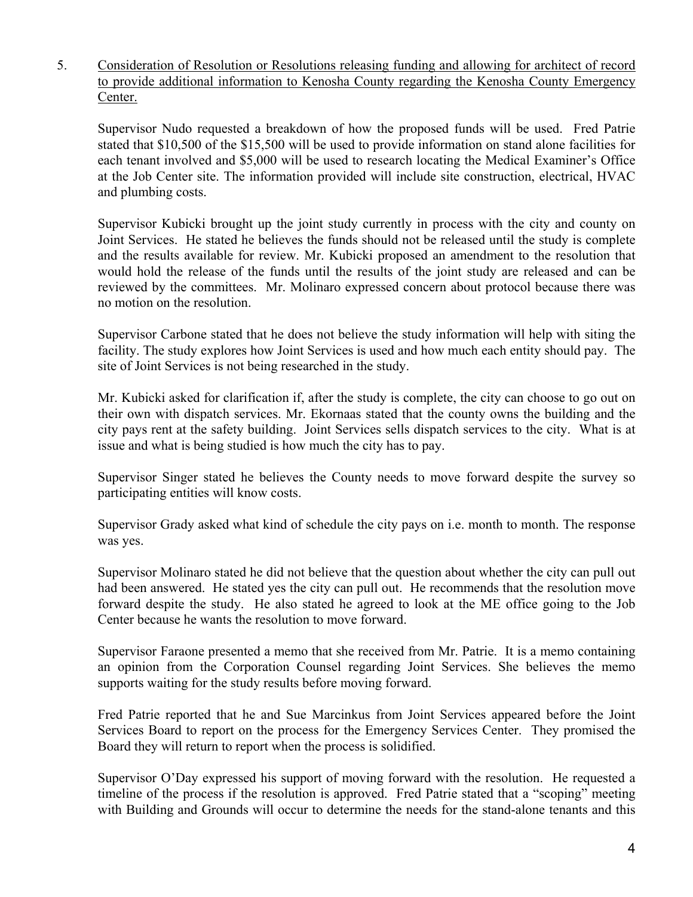5. <u>Consideration of Resolution or Resolutions releasing funding and allowing for architect of record to provide additional information to Kenosha County regarding the Kenosha County Emergency Center.</u>

   Supervisor Nudo requested a breakdown of how the proposed funds will be used. Fred Patrie stated that $10,500 of the $15,500 will be used to provide information on stand alone facilities for each tenant involved and $5,000 will be used to research locating the Medical Examiner's Office at the Job Center site. The information provided will include site construction, electrical, HVAC and plumbing costs.

   Supervisor Kubicki brought up the joint study currently in process with the city and county on Joint Services. He stated he believes the funds should not be released until the study is complete and the results available for review. Mr. Kubicki proposed an amendment to the resolution that would hold the release of the funds until the results of the joint study are released and can be reviewed by the committees. Mr. Molinaro expressed concern about protocol because there was no motion on the resolution.

   Supervisor Carbone stated that he does not believe the study information will help with siting the facility. The study explores how Joint Services is used and how much each entity should pay. The site of Joint Services is not being researched in the study.

   Mr. Kubicki asked for clarification if, after the study is complete, the city can choose to go out on their own with dispatch services. Mr. Ekornaas stated that the county owns the building and the city pays rent at the safety building. Joint Services sells dispatch services to the city. What is at issue and what is being studied is how much the city has to pay.

   Supervisor Singer stated he believes the County needs to move forward despite the survey so participating entities will know costs.

   Supervisor Grady asked what kind of schedule the city pays on i.e. month to month. The response was yes.

   Supervisor Molinaro stated he did not believe that the question about whether the city can pull out had been answered. He stated yes the city can pull out. He recommends that the resolution move forward despite the study. He also stated he agreed to look at the ME office going to the Job Center because he wants the resolution to move forward.

   Supervisor Faraone presented a memo that she received from Mr. Patrie. It is a memo containing an opinion from the Corporation Counsel regarding Joint Services. She believes the memo supports waiting for the study results before moving forward.

   Fred Patrie reported that he and Sue Marcinkus from Joint Services appeared before the Joint Services Board to report on the process for the Emergency Services Center. They promised the Board they will return to report when the process is solidified.

   Supervisor O'Day expressed his support of moving forward with the resolution. He requested a timeline of the process if the resolution is approved. Fred Patrie stated that a "scoping" meeting with Building and Grounds will occur to determine the needs for the stand-alone tenants and this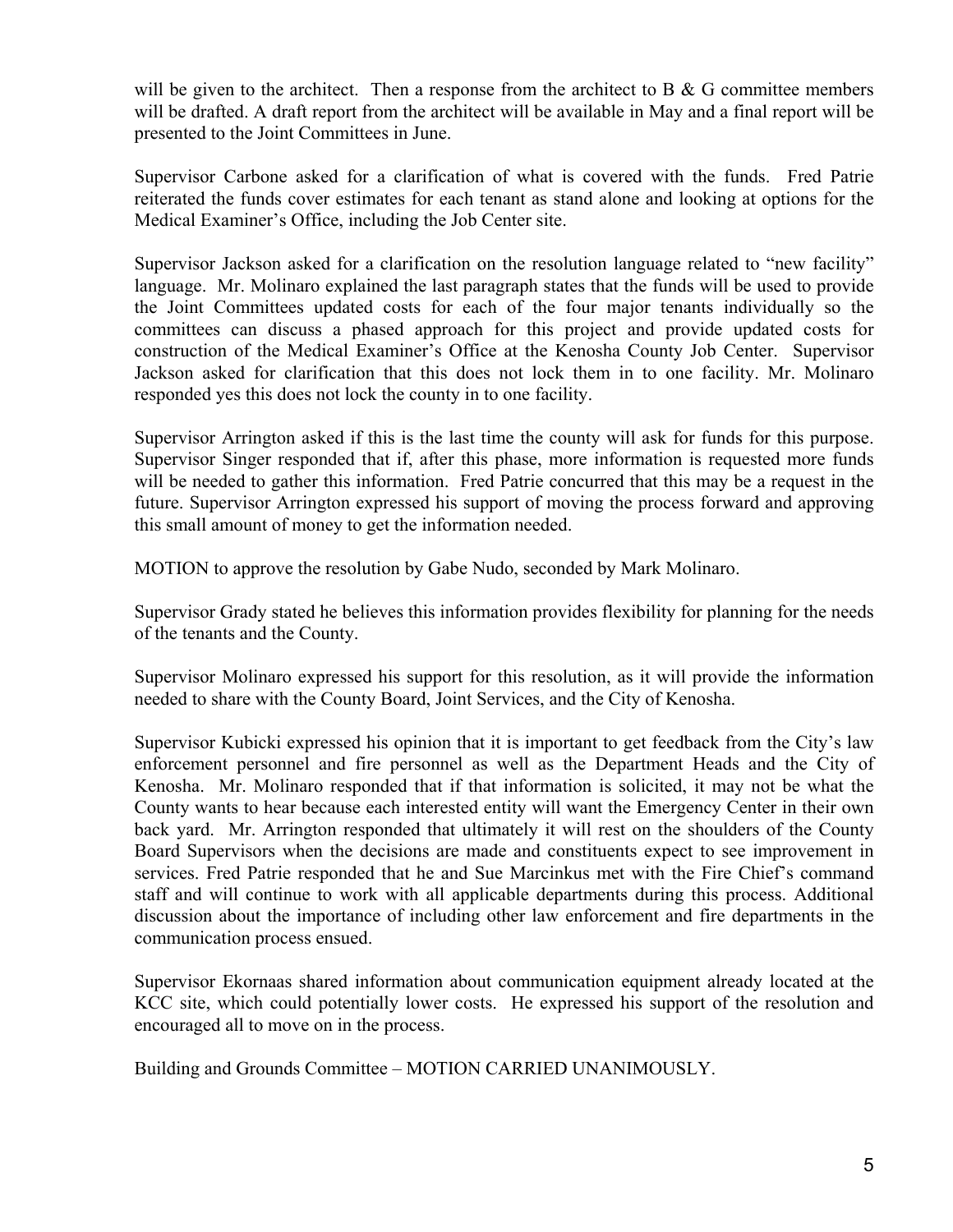will be given to the architect. Then a response from the architect to B & G committee members will be drafted. A draft report from the architect will be available in May and a final report will be presented to the Joint Committees in June.

Supervisor Carbone asked for a clarification of what is covered with the funds. Fred Patrie reiterated the funds cover estimates for each tenant as stand alone and looking at options for the Medical Examiner's Office, including the Job Center site.

Supervisor Jackson asked for a clarification on the resolution language related to "new facility" language. Mr. Molinaro explained the last paragraph states that the funds will be used to provide the Joint Committees updated costs for each of the four major tenants individually so the committees can discuss a phased approach for this project and provide updated costs for construction of the Medical Examiner's Office at the Kenosha County Job Center. Supervisor Jackson asked for clarification that this does not lock them in to one facility. Mr. Molinaro responded yes this does not lock the county in to one facility.

Supervisor Arrington asked if this is the last time the county will ask for funds for this purpose. Supervisor Singer responded that if, after this phase, more information is requested more funds will be needed to gather this information. Fred Patrie concurred that this may be a request in the future. Supervisor Arrington expressed his support of moving the process forward and approving this small amount of money to get the information needed.

MOTION to approve the resolution by Gabe Nudo, seconded by Mark Molinaro.

Supervisor Grady stated he believes this information provides flexibility for planning for the needs of the tenants and the County.

Supervisor Molinaro expressed his support for this resolution, as it will provide the information needed to share with the County Board, Joint Services, and the City of Kenosha.

Supervisor Kubicki expressed his opinion that it is important to get feedback from the City's law enforcement personnel and fire personnel as well as the Department Heads and the City of Kenosha. Mr. Molinaro responded that if that information is solicited, it may not be what the County wants to hear because each interested entity will want the Emergency Center in their own back yard. Mr. Arrington responded that ultimately it will rest on the shoulders of the County Board Supervisors when the decisions are made and constituents expect to see improvement in services. Fred Patrie responded that he and Sue Marcinkus met with the Fire Chief's command staff and will continue to work with all applicable departments during this process. Additional discussion about the importance of including other law enforcement and fire departments in the communication process ensued.

Supervisor Ekornaas shared information about communication equipment already located at the KCC site, which could potentially lower costs. He expressed his support of the resolution and encouraged all to move on in the process.

Building and Grounds Committee – MOTION CARRIED UNANIMOUSLY.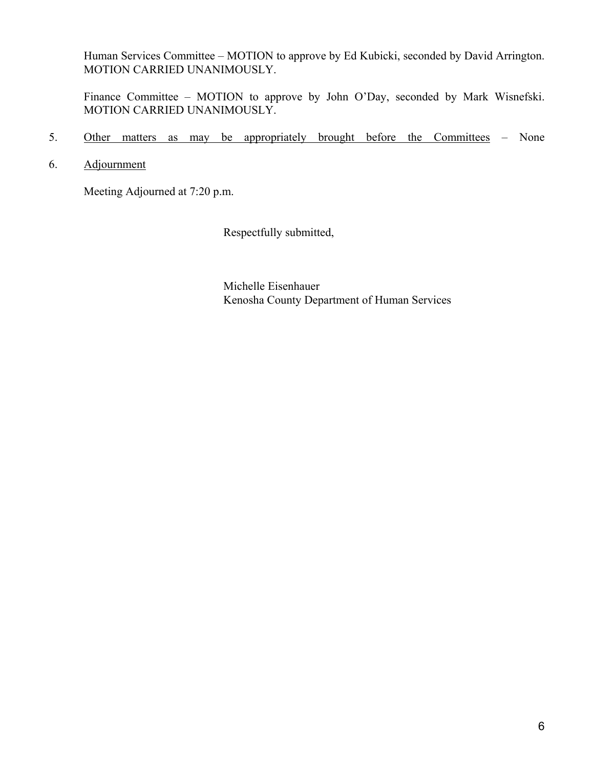Human Services Committee – MOTION to approve by Ed Kubicki, seconded by David Arrington. MOTION CARRIED UNANIMOUSLY.

Finance Committee – MOTION to approve by John O'Day, seconded by Mark Wisnefski. MOTION CARRIED UNANIMOUSLY.

5. Other matters as may be appropriately brought before the Committees – None

6. Adjournment

   Meeting Adjourned at 7:20 p.m.

Respectfully submitted,

Michelle Eisenhauer
Kenosha County Department of Human Services